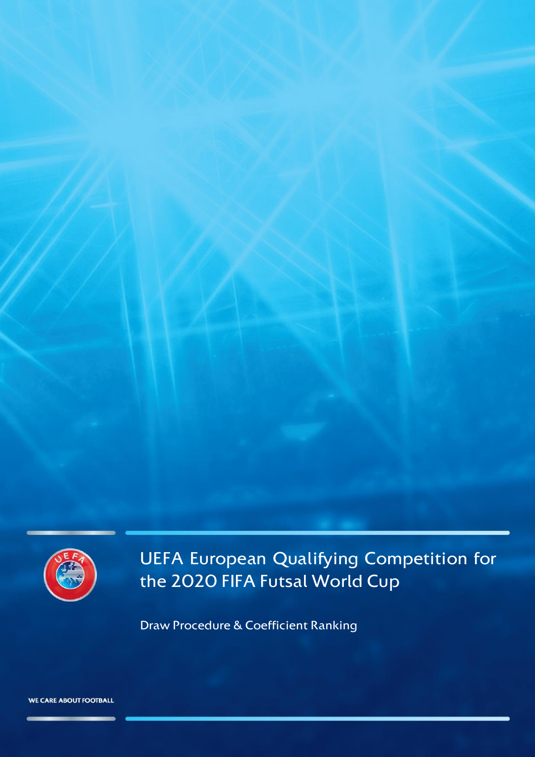# UEFA European Qualifying Competition for the 2020 FIFA Futsal World Cup

Draw Procedure & Coefficient Ranking

WE CARE ABOUT FOOTBALL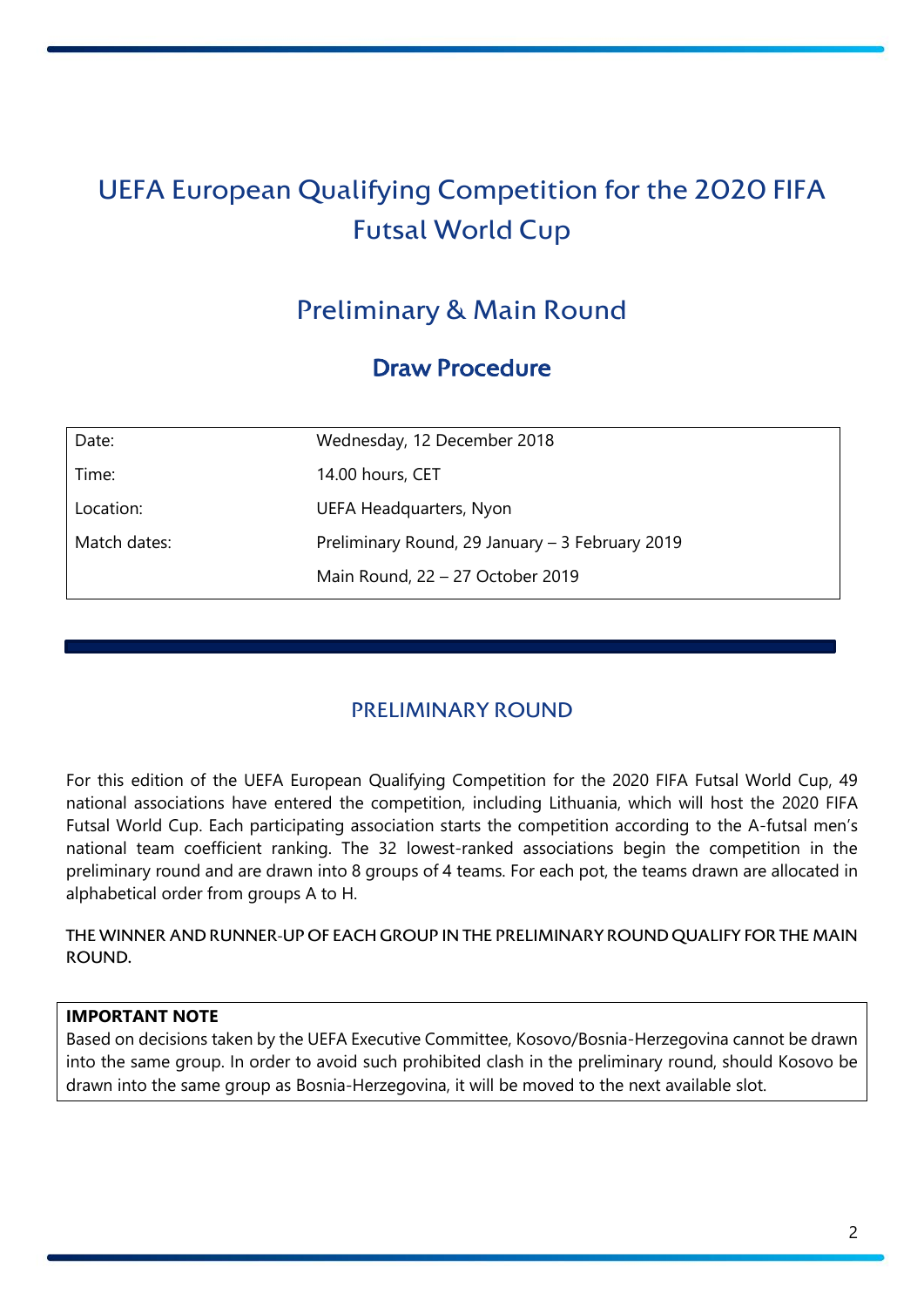# UEFA European Qualifying Competition for the 2020 FIFA Futsal World Cup

## Preliminary & Main Round

### Draw Procedure

| Date: | Wednesday, 12 December 2018 |
|---|---|
| Time: | 14.00 hours, CET |
| Location: | UEFA Headquarters, Nyon |
| Match dates: | Preliminary Round, 29 January – 3 February 2019 |
| | Main Round, 22 – 27 October 2019 |

## PRELIMINARY ROUND

For this edition of the UEFA European Qualifying Competition for the 2020 FIFA Futsal World Cup, 49 national associations have entered the competition, including Lithuania, which will host the 2020 FIFA Futsal World Cup. Each participating association starts the competition according to the A-futsal men's national team coefficient ranking. The 32 lowest-ranked associations begin the competition in the preliminary round and are drawn into 8 groups of 4 teams. For each pot, the teams drawn are allocated in alphabetical order from groups A to H.

THE WINNER AND RUNNER-UP OF EACH GROUP IN THE PRELIMINARY ROUND QUALIFY FOR THE MAIN ROUND.

**IMPORTANT NOTE**

Based on decisions taken by the UEFA Executive Committee, Kosovo/Bosnia-Herzegovina cannot be drawn into the same group. In order to avoid such prohibited clash in the preliminary round, should Kosovo be drawn into the same group as Bosnia-Herzegovina, it will be moved to the next available slot.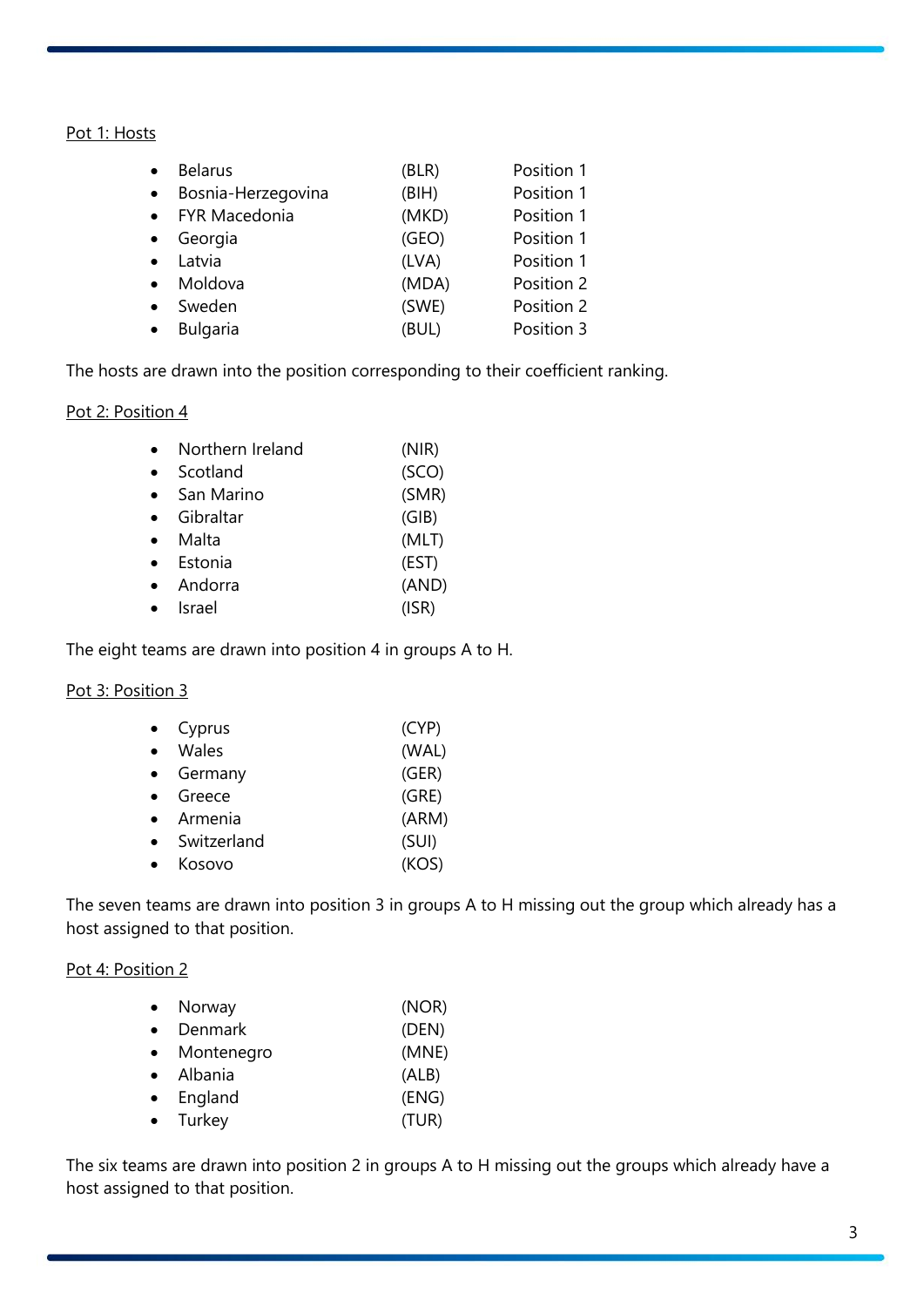Pot 1: Hosts

| | | |
|---|---|---|
| Belarus | (BLR) | Position 1 |
| Bosnia-Herzegovina | (BIH) | Position 1 |
| FYR Macedonia | (MKD) | Position 1 |
| Georgia | (GEO) | Position 1 |
| Latvia | (LVA) | Position 1 |
| Moldova | (MDA) | Position 2 |
| Sweden | (SWE) | Position 2 |
| Bulgaria | (BUL) | Position 3 |

The hosts are drawn into the position corresponding to their coefficient ranking.

Pot 2: Position 4

- Northern Ireland (NIR)
- Scotland (SCO)
- San Marino (SMR)
- Gibraltar (GIB)
- Malta (MLT)
- Estonia (EST)
- Andorra (AND)
- Israel (ISR)

The eight teams are drawn into position 4 in groups A to H.

Pot 3: Position 3

- Cyprus (CYP)
- Wales (WAL)
- Germany (GER)
- Greece (GRE)
- Armenia (ARM)
- Switzerland (SUI)
- Kosovo (KOS)

The seven teams are drawn into position 3 in groups A to H missing out the group which already has a host assigned to that position.

Pot 4: Position 2

- Norway (NOR)
- Denmark (DEN)
- Montenegro (MNE)
- Albania (ALB)
- England (ENG)
- Turkey (TUR)

The six teams are drawn into position 2 in groups A to H missing out the groups which already have a host assigned to that position.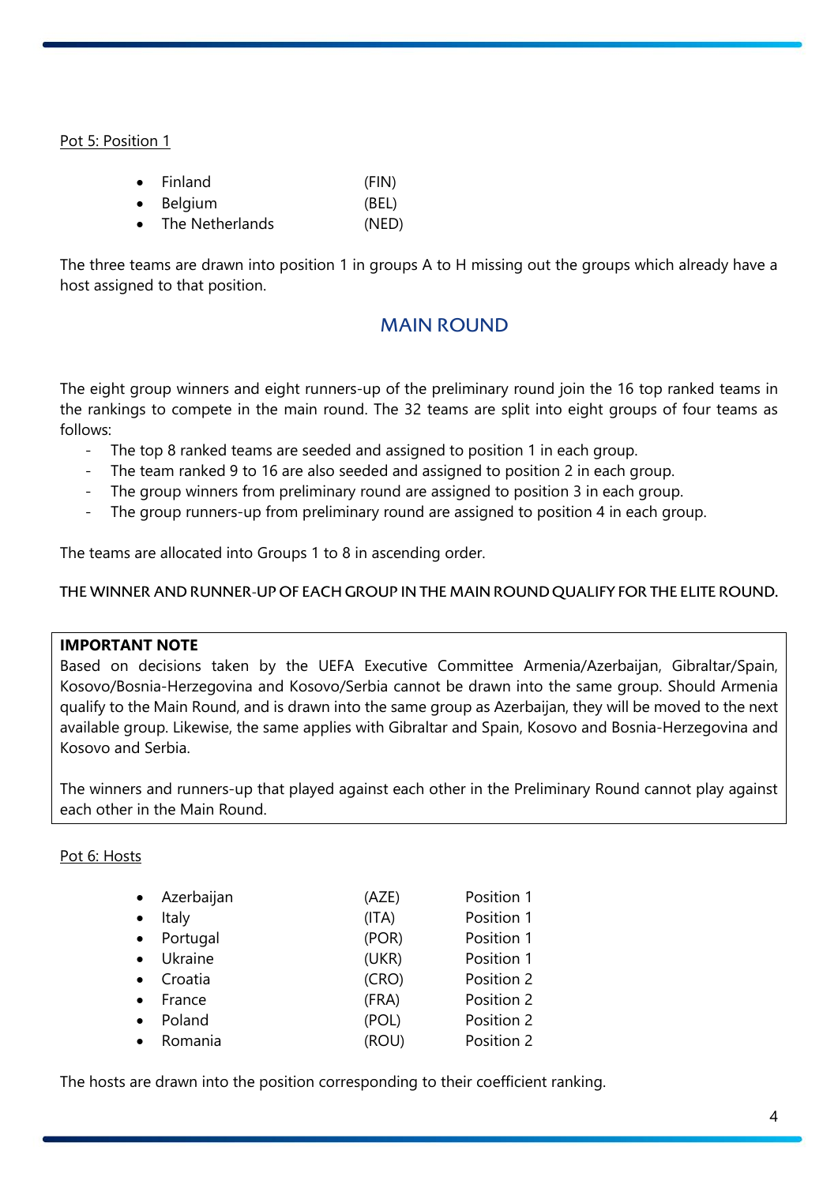Pot 5: Position 1

- Finland (FIN)
- Belgium (BEL)
- The Netherlands (NED)

The three teams are drawn into position 1 in groups A to H missing out the groups which already have a host assigned to that position.

## MAIN ROUND

The eight group winners and eight runners-up of the preliminary round join the 16 top ranked teams in the rankings to compete in the main round. The 32 teams are split into eight groups of four teams as follows:

- The top 8 ranked teams are seeded and assigned to position 1 in each group.
- The team ranked 9 to 16 are also seeded and assigned to position 2 in each group.
- The group winners from preliminary round are assigned to position 3 in each group.
- The group runners-up from preliminary round are assigned to position 4 in each group.

The teams are allocated into Groups 1 to 8 in ascending order.

THE WINNER AND RUNNER-UP OF EACH GROUP IN THE MAIN ROUND QUALIFY FOR THE ELITE ROUND.

**IMPORTANT NOTE**
Based on decisions taken by the UEFA Executive Committee Armenia/Azerbaijan, Gibraltar/Spain, Kosovo/Bosnia-Herzegovina and Kosovo/Serbia cannot be drawn into the same group. Should Armenia qualify to the Main Round, and is drawn into the same group as Azerbaijan, they will be moved to the next available group. Likewise, the same applies with Gibraltar and Spain, Kosovo and Bosnia-Herzegovina and Kosovo and Serbia.

The winners and runners-up that played against each other in the Preliminary Round cannot play against each other in the Main Round.

Pot 6: Hosts

- Azerbaijan (AZE) Position 1
- Italy (ITA) Position 1
- Portugal (POR) Position 1
- Ukraine (UKR) Position 1
- Croatia (CRO) Position 2
- France (FRA) Position 2
- Poland (POL) Position 2
- Romania (ROU) Position 2

The hosts are drawn into the position corresponding to their coefficient ranking.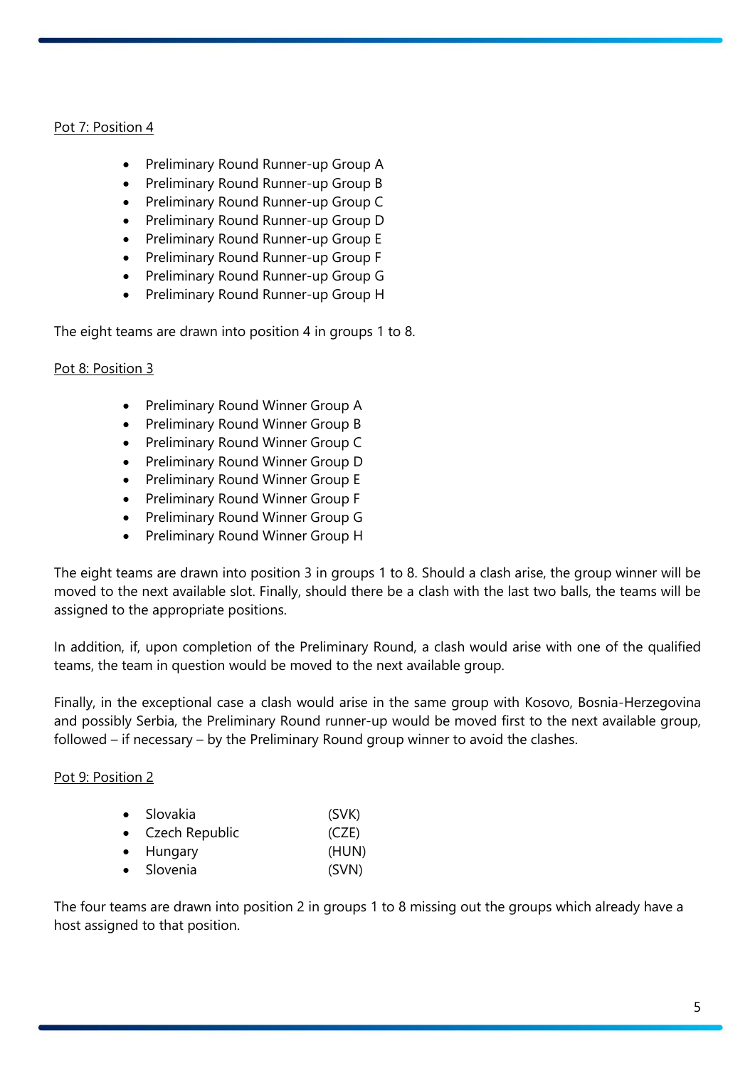Pot 7: Position 4

- Preliminary Round Runner-up Group A
- Preliminary Round Runner-up Group B
- Preliminary Round Runner-up Group C
- Preliminary Round Runner-up Group D
- Preliminary Round Runner-up Group E
- Preliminary Round Runner-up Group F
- Preliminary Round Runner-up Group G
- Preliminary Round Runner-up Group H

The eight teams are drawn into position 4 in groups 1 to 8.

Pot 8: Position 3

- Preliminary Round Winner Group A
- Preliminary Round Winner Group B
- Preliminary Round Winner Group C
- Preliminary Round Winner Group D
- Preliminary Round Winner Group E
- Preliminary Round Winner Group F
- Preliminary Round Winner Group G
- Preliminary Round Winner Group H

The eight teams are drawn into position 3 in groups 1 to 8. Should a clash arise, the group winner will be moved to the next available slot. Finally, should there be a clash with the last two balls, the teams will be assigned to the appropriate positions.

In addition, if, upon completion of the Preliminary Round, a clash would arise with one of the qualified teams, the team in question would be moved to the next available group.

Finally, in the exceptional case a clash would arise in the same group with Kosovo, Bosnia-Herzegovina and possibly Serbia, the Preliminary Round runner-up would be moved first to the next available group, followed – if necessary – by the Preliminary Round group winner to avoid the clashes.

Pot 9: Position 2

- Slovakia (SVK)
- Czech Republic (CZE)
- Hungary (HUN)
- Slovenia (SVN)

The four teams are drawn into position 2 in groups 1 to 8 missing out the groups which already have a host assigned to that position.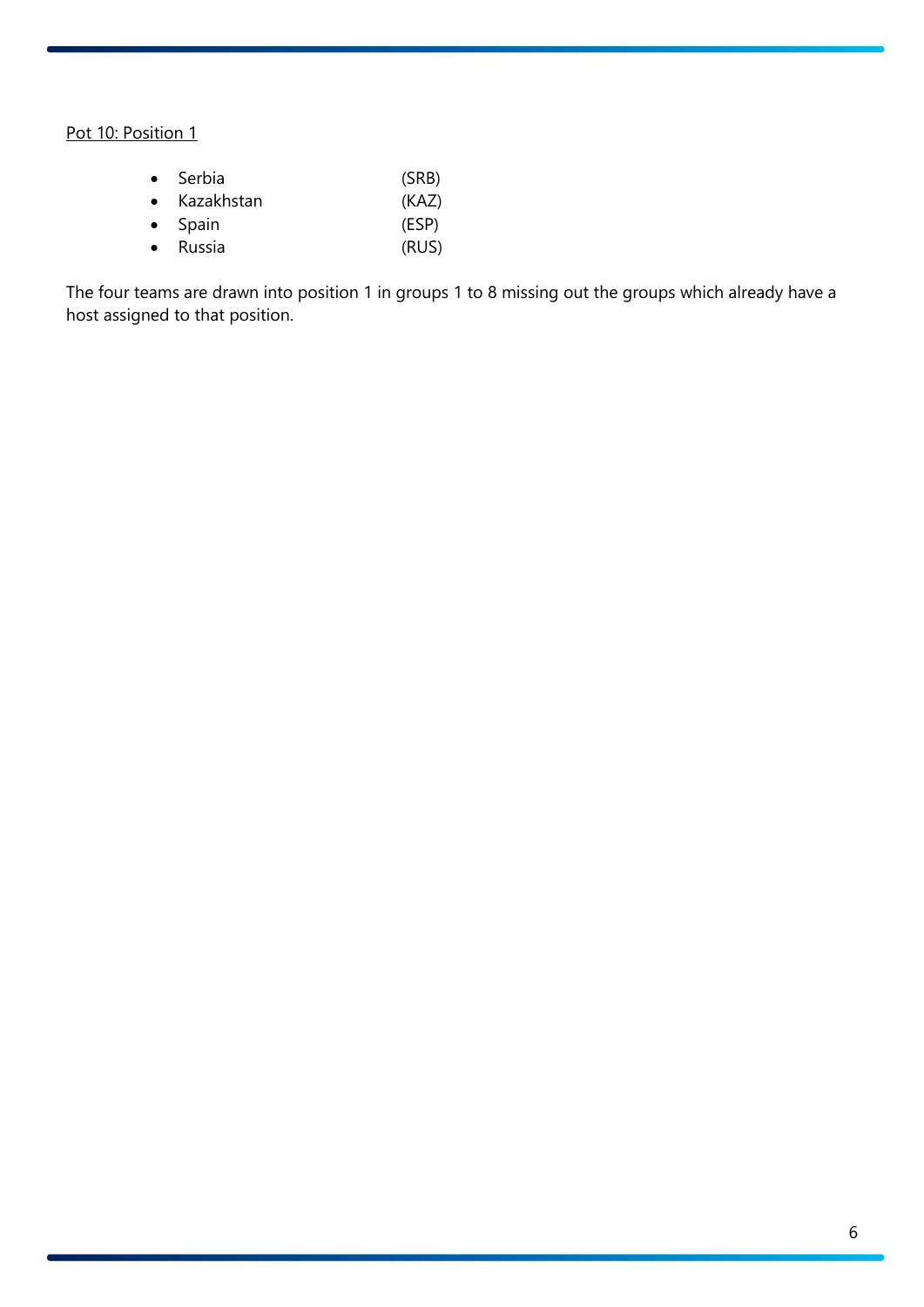Pot 10: Position 1

- Serbia (SRB)
- Kazakhstan (KAZ)
- Spain (ESP)
- Russia (RUS)

The four teams are drawn into position 1 in groups 1 to 8 missing out the groups which already have a host assigned to that position.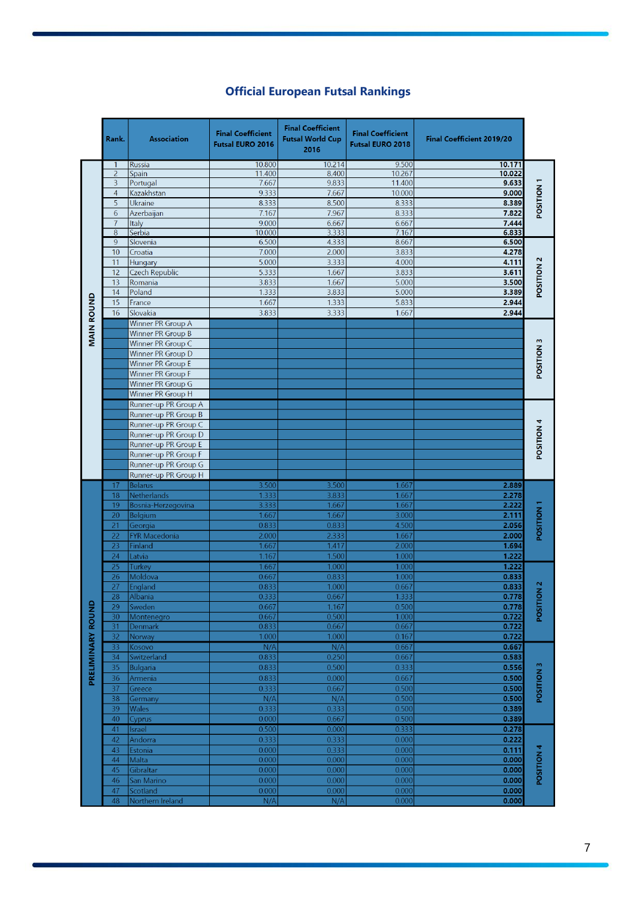## Official European Futsal Rankings

| | Rank. | Association | Final Coefficient Futsal EURO 2016 | Final Coefficient Futsal World Cup 2016 | Final Coefficient Futsal EURO 2018 | Final Coefficient 2019/20 | |
|---|---|---|---|---|---|---|---|
| MAIN ROUND | 1 | Russia | 10.800 | 10.214 | 9.500 | **10.171** | POSITION 1 |
| | 2 | Spain | 11.400 | 8.400 | 10.267 | **10.022** | |
| | 3 | Portugal | 7.667 | 9.833 | 11.400 | **9.633** | |
| | 4 | Kazakhstan | 9.333 | 7.667 | 10.000 | **9.000** | |
| | 5 | Ukraine | 8.333 | 8.500 | 8.333 | **8.389** | |
| | 6 | Azerbaijan | 7.167 | 7.967 | 8.333 | **7.822** | |
| | 7 | Italy | 9.000 | 6.667 | 6.667 | **7.444** | |
| | 8 | Serbia | 10.000 | 3.333 | 7.167 | **6.833** | |
| | 9 | Slovenia | 6.500 | 4.333 | 8.667 | **6.500** | POSITION 2 |
| | 10 | Croatia | 7.000 | 2.000 | 3.833 | **4.278** | |
| | 11 | Hungary | 5.000 | 3.333 | 4.000 | **4.111** | |
| | 12 | Czech Republic | 5.333 | 1.667 | 3.833 | **3.611** | |
| | 13 | Romania | 3.833 | 1.667 | 5.000 | **3.500** | |
| | 14 | Poland | 1.333 | 3.833 | 5.000 | **3.389** | |
| | 15 | France | 1.667 | 1.333 | 5.833 | **2.944** | |
| | 16 | Slovakia | 3.833 | 3.333 | 1.667 | **2.944** | |
| | | Winner PR Group A | | | | | POSITION 3 |
| | | Winner PR Group B | | | | | |
| | | Winner PR Group C | | | | | |
| | | Winner PR Group D | | | | | |
| | | Winner PR Group E | | | | | |
| | | Winner PR Group F | | | | | |
| | | Winner PR Group G | | | | | |
| | | Winner PR Group H | | | | | |
| | | Runner-up PR Group A | | | | | POSITION 4 |
| | | Runner-up PR Group B | | | | | |
| | | Runner-up PR Group C | | | | | |
| | | Runner-up PR Group D | | | | | |
| | | Runner-up PR Group E | | | | | |
| | | Runner-up PR Group F | | | | | |
| | | Runner-up PR Group G | | | | | |
| | | Runner-up PR Group H | | | | | |
| PRELIMINARY ROUND | 17 | Belarus | 3.500 | 3.500 | 1.667 | **2.889** | POSITION 1 |
| | 18 | Netherlands | 1.333 | 3.833 | 1.667 | **2.278** | |
| | 19 | Bosnia-Herzegovina | 3.333 | 1.667 | 1.667 | **2.222** | |
| | 20 | Belgium | 1.667 | 1.667 | 3.000 | **2.111** | |
| | 21 | Georgia | 0.833 | 0.833 | 4.500 | **2.056** | |
| | 22 | FYR Macedonia | 2.000 | 2.333 | 1.667 | **2.000** | |
| | 23 | Finland | 1.667 | 1.417 | 2.000 | **1.694** | |
| | 24 | Latvia | 1.167 | 1.500 | 1.000 | **1.222** | |
| | 25 | Turkey | 1.667 | 1.000 | 1.000 | **1.222** | POSITION 2 |
| | 26 | Moldova | 0.667 | 0.833 | 1.000 | **0.833** | |
| | 27 | England | 0.833 | 1.000 | 0.667 | **0.833** | |
| | 28 | Albania | 0.333 | 0.667 | 1.333 | **0.778** | |
| | 29 | Sweden | 0.667 | 1.167 | 0.500 | **0.778** | |
| | 30 | Montenegro | 0.667 | 0.500 | 1.000 | **0.722** | |
| | 31 | Denmark | 0.833 | 0.667 | 0.667 | **0.722** | |
| | 32 | Norway | 1.000 | 1.000 | 0.167 | **0.722** | |
| | 33 | Kosovo | N/A | N/A | 0.667 | **0.667** | POSITION 3 |
| | 34 | Switzerland | 0.833 | 0.250 | 0.667 | **0.583** | |
| | 35 | Bulgaria | 0.833 | 0.500 | 0.333 | **0.556** | |
| | 36 | Armenia | 0.833 | 0.000 | 0.667 | **0.500** | |
| | 37 | Greece | 0.333 | 0.667 | 0.500 | **0.500** | |
| | 38 | Germany | N/A | N/A | 0.500 | **0.500** | |
| | 39 | Wales | 0.333 | 0.333 | 0.500 | **0.389** | |
| | 40 | Cyprus | 0.000 | 0.667 | 0.500 | **0.389** | |
| | 41 | Israel | 0.500 | 0.000 | 0.333 | **0.278** | POSITION 4 |
| | 42 | Andorra | 0.333 | 0.333 | 0.000 | **0.222** | |
| | 43 | Estonia | 0.000 | 0.333 | 0.000 | **0.111** | |
| | 44 | Malta | 0.000 | 0.000 | 0.000 | **0.000** | |
| | 45 | Gibraltar | 0.000 | 0.000 | 0.000 | **0.000** | |
| | 46 | San Marino | 0.000 | 0.000 | 0.000 | **0.000** | |
| | 47 | Scotland | 0.000 | 0.000 | 0.000 | **0.000** | |
| | 48 | Northern Ireland | N/A | N/A | 0.000 | **0.000** | |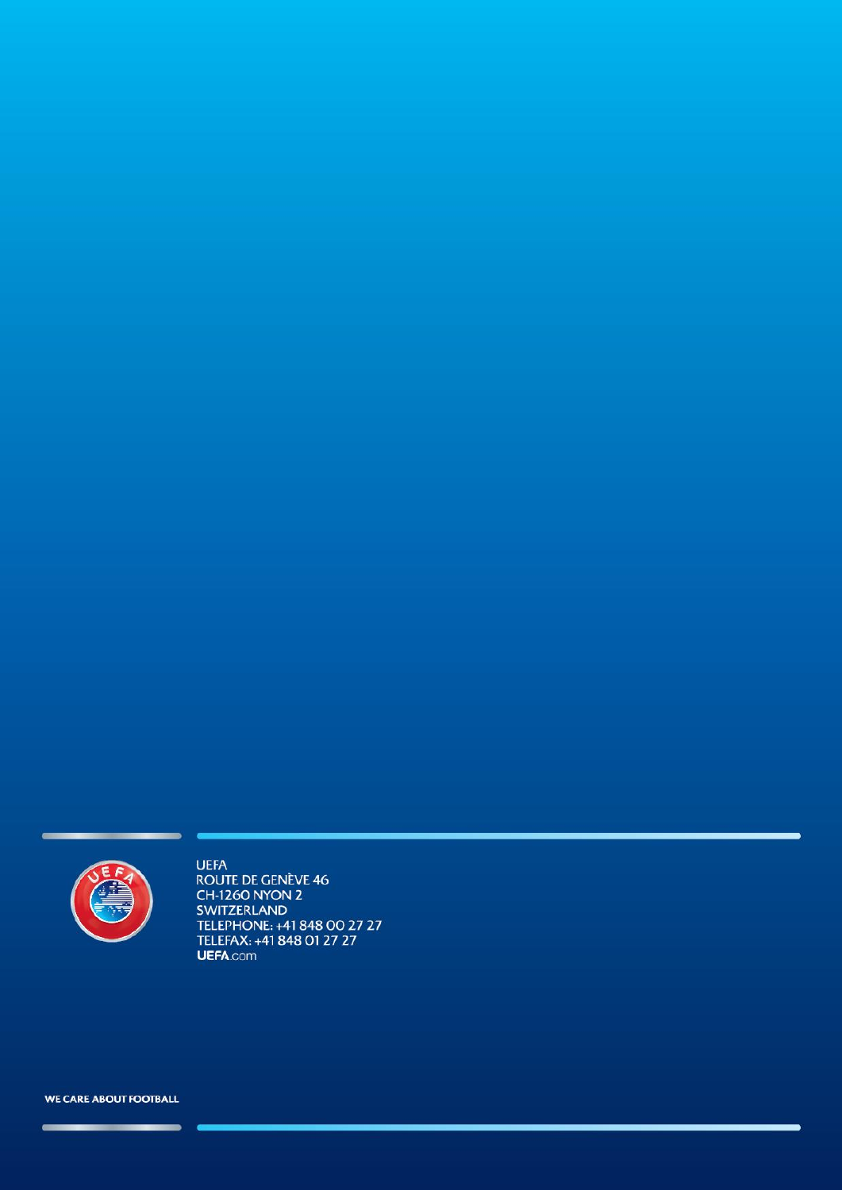UEFA
ROUTE DE GENÈVE 46
CH-1260 NYON 2
SWITZERLAND
TELEPHONE: +41 848 00 27 27
TELEFAX: +41 848 01 27 27
UEFA.com

WE CARE ABOUT FOOTBALL